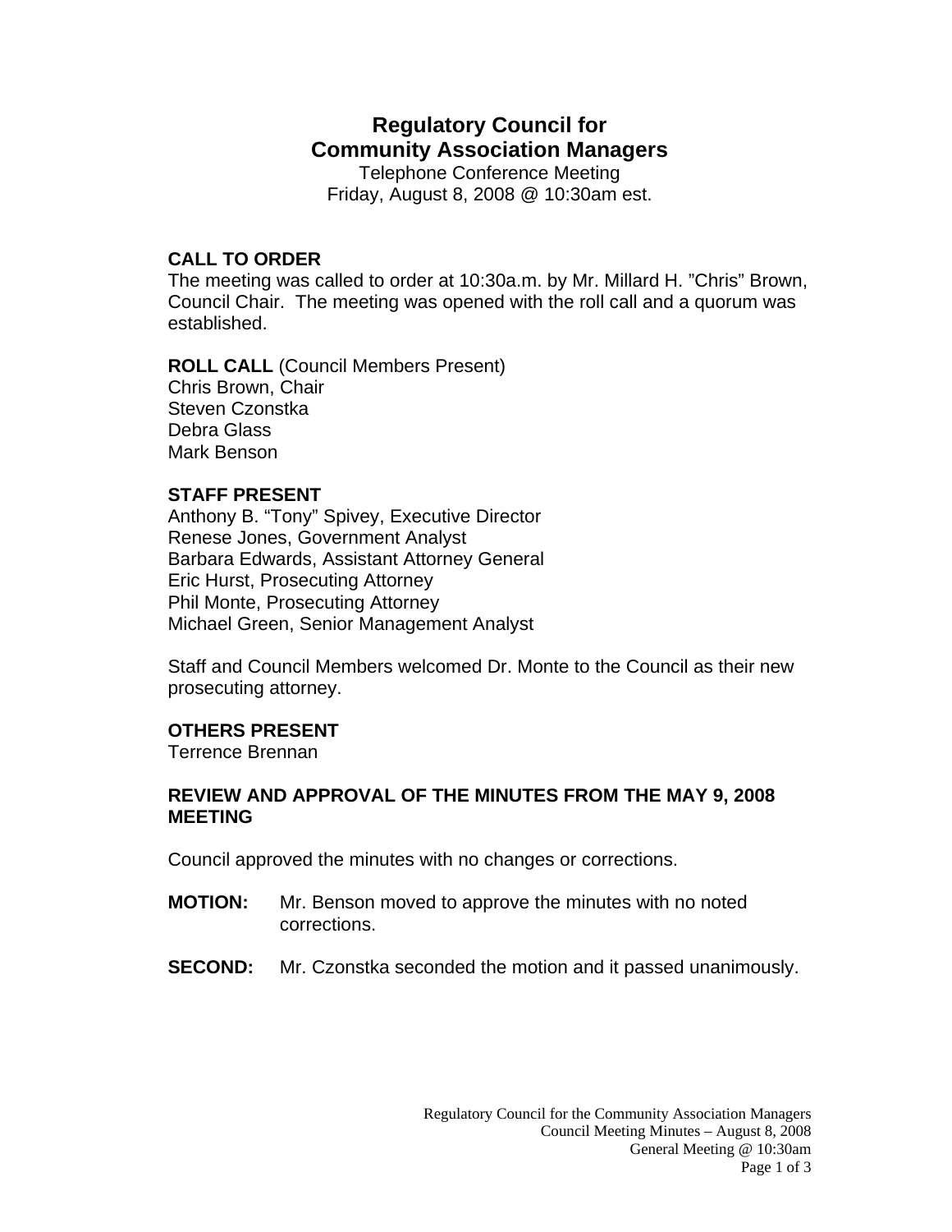# Regulatory Council for Community Association Managers

Telephone Conference Meeting
Friday, August 8, 2008 @ 10:30am est.

**CALL TO ORDER**
The meeting was called to order at 10:30a.m. by Mr. Millard H. "Chris" Brown, Council Chair. The meeting was opened with the roll call and a quorum was established.

**ROLL CALL** (Council Members Present)
Chris Brown, Chair
Steven Czonstka
Debra Glass
Mark Benson

**STAFF PRESENT**
Anthony B. "Tony" Spivey, Executive Director
Renese Jones, Government Analyst
Barbara Edwards, Assistant Attorney General
Eric Hurst, Prosecuting Attorney
Phil Monte, Prosecuting Attorney
Michael Green, Senior Management Analyst

Staff and Council Members welcomed Dr. Monte to the Council as their new prosecuting attorney.

**OTHERS PRESENT**
Terrence Brennan

**REVIEW AND APPROVAL OF THE MINUTES FROM THE MAY 9, 2008 MEETING**

Council approved the minutes with no changes or corrections.

**MOTION:** Mr. Benson moved to approve the minutes with no noted corrections.

**SECOND:** Mr. Czonstka seconded the motion and it passed unanimously.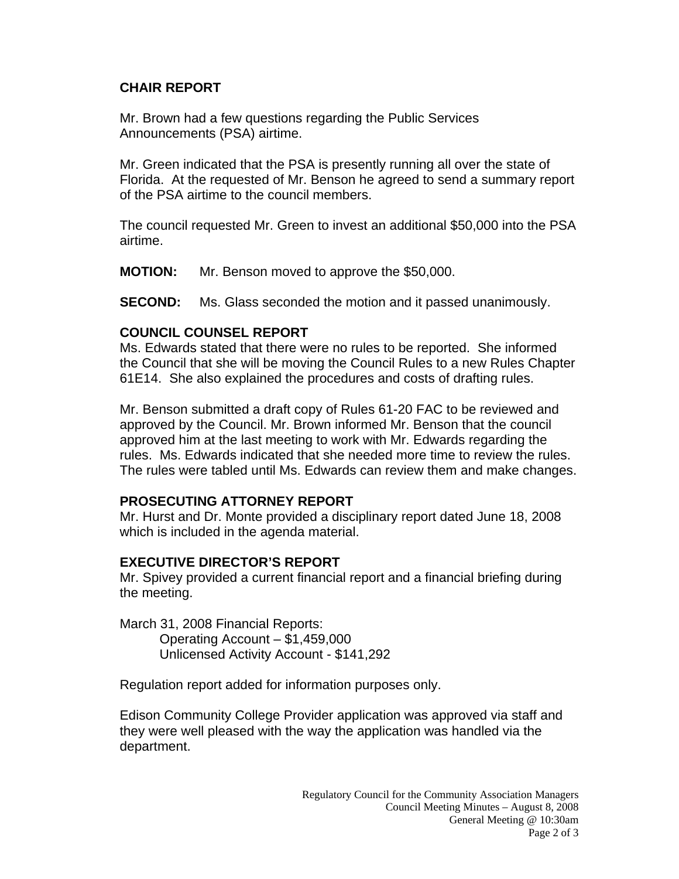## CHAIR REPORT

Mr. Brown had a few questions regarding the Public Services Announcements (PSA) airtime.

Mr. Green indicated that the PSA is presently running all over the state of Florida. At the requested of Mr. Benson he agreed to send a summary report of the PSA airtime to the council members.

The council requested Mr. Green to invest an additional $50,000 into the PSA airtime.

**MOTION:** Mr. Benson moved to approve the $50,000.

**SECOND:** Ms. Glass seconded the motion and it passed unanimously.

## COUNCIL COUNSEL REPORT

Ms. Edwards stated that there were no rules to be reported. She informed the Council that she will be moving the Council Rules to a new Rules Chapter 61E14. She also explained the procedures and costs of drafting rules.

Mr. Benson submitted a draft copy of Rules 61-20 FAC to be reviewed and approved by the Council. Mr. Brown informed Mr. Benson that the council approved him at the last meeting to work with Mr. Edwards regarding the rules. Ms. Edwards indicated that she needed more time to review the rules. The rules were tabled until Ms. Edwards can review them and make changes.

## PROSECUTING ATTORNEY REPORT

Mr. Hurst and Dr. Monte provided a disciplinary report dated June 18, 2008 which is included in the agenda material.

## EXECUTIVE DIRECTOR'S REPORT

Mr. Spivey provided a current financial report and a financial briefing during the meeting.

March 31, 2008 Financial Reports:
- Operating Account – $1,459,000
- Unlicensed Activity Account - $141,292

Regulation report added for information purposes only.

Edison Community College Provider application was approved via staff and they were well pleased with the way the application was handled via the department.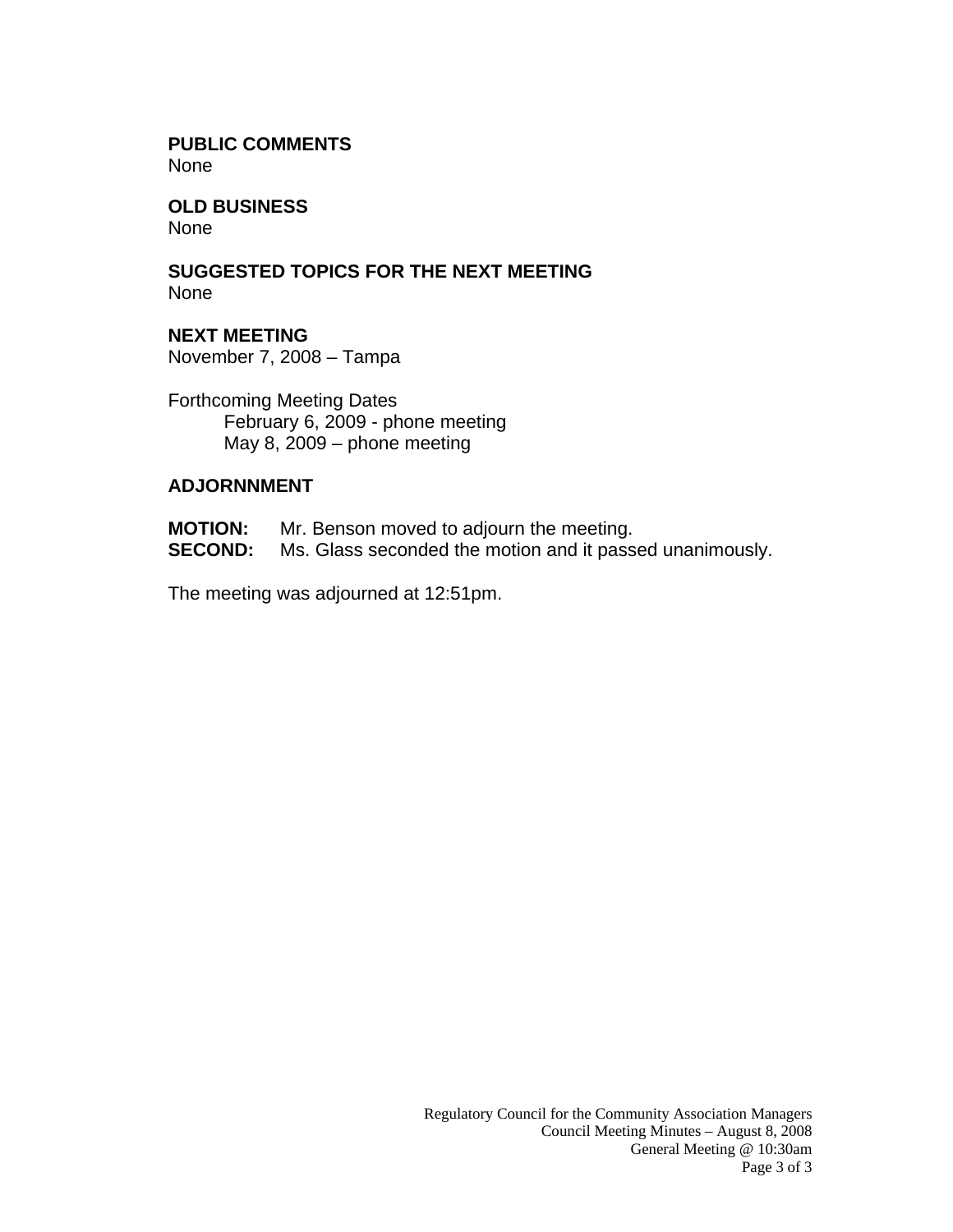**PUBLIC COMMENTS**
None

**OLD BUSINESS**
None

**SUGGESTED TOPICS FOR THE NEXT MEETING**
None

**NEXT MEETING**
November 7, 2008 – Tampa

Forthcoming Meeting Dates
February 6, 2009 - phone meeting
May 8, 2009 – phone meeting

**ADJORNNMENT**

**MOTION:** Mr. Benson moved to adjourn the meeting.
**SECOND:** Ms. Glass seconded the motion and it passed unanimously.

The meeting was adjourned at 12:51pm.